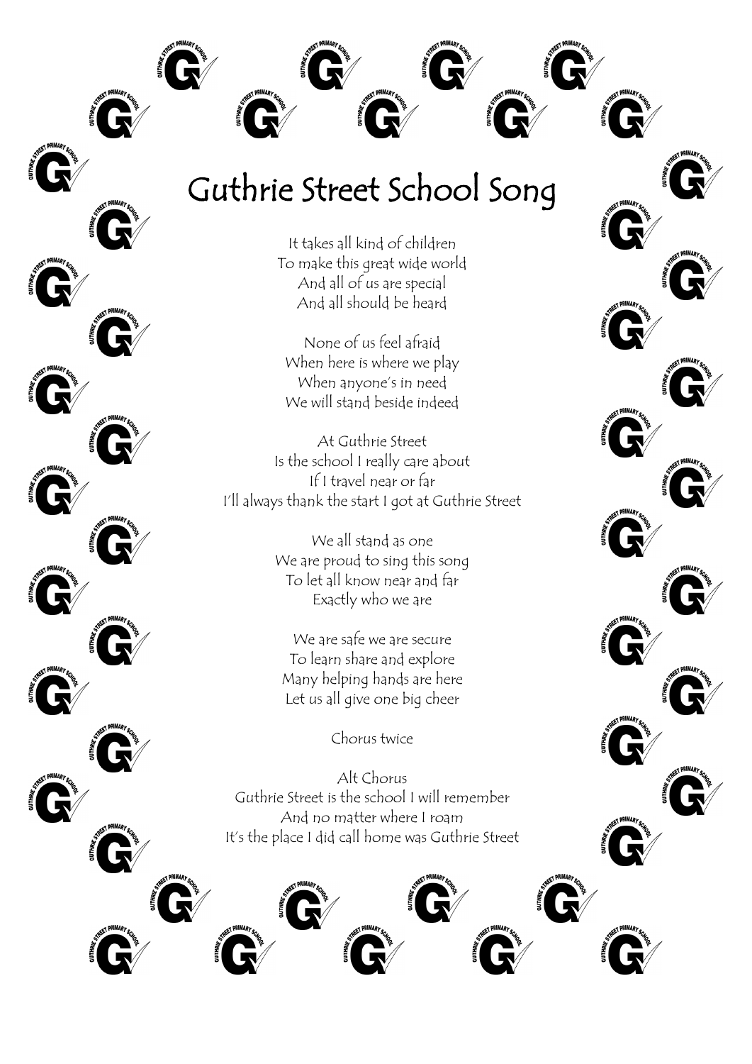# Guthrie Street School Song

It takes all kind of children
To make this great wide world
And all of us are special
And all should be heard

None of us feel afraid
When here is where we play
When anyone's in need
We will stand beside indeed

At Guthrie Street
Is the school I really care about
If I travel near or far
I'll always thank the start I got at Guthrie Street

We all stand as one
We are proud to sing this song
To let all know near and far
Exactly who we are

We are safe we are secure
To learn share and explore
Many helping hands are here
Let us all give one big cheer

Chorus twice

Alt Chorus
Guthrie Street is the school I will remember
And no matter where I roam
It's the place I did call home was Guthrie Street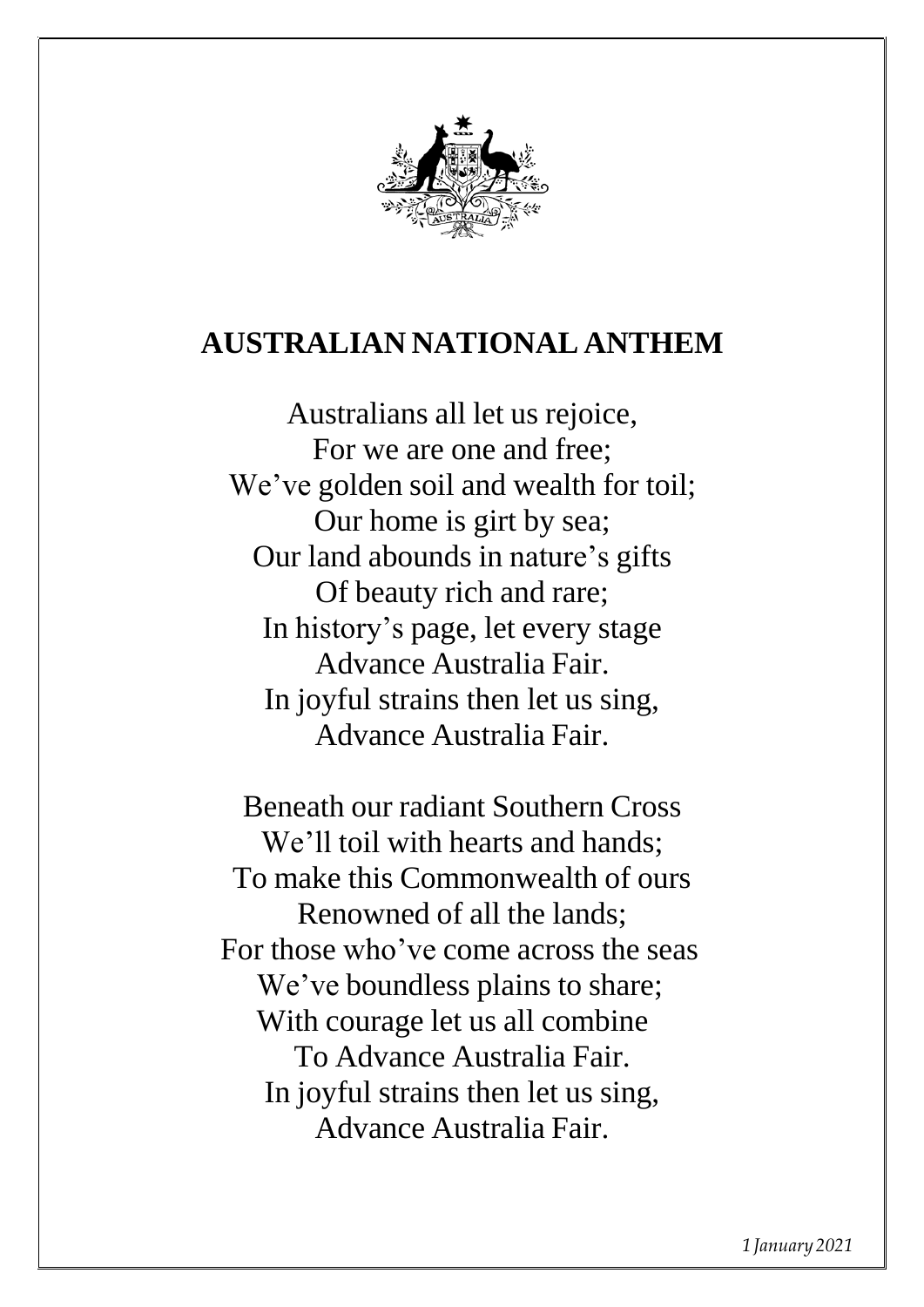# AUSTRALIAN NATIONAL ANTHEM

Australians all let us rejoice,
For we are one and free;
We've golden soil and wealth for toil;
Our home is girt by sea;
Our land abounds in nature's gifts
Of beauty rich and rare;
In history's page, let every stage
Advance Australia Fair.
In joyful strains then let us sing,
Advance Australia Fair.

Beneath our radiant Southern Cross
We'll toil with hearts and hands;
To make this Commonwealth of ours
Renowned of all the lands;
For those who've come across the seas
We've boundless plains to share;
With courage let us all combine
To Advance Australia Fair.
In joyful strains then let us sing,
Advance Australia Fair.

*1 January 2021*